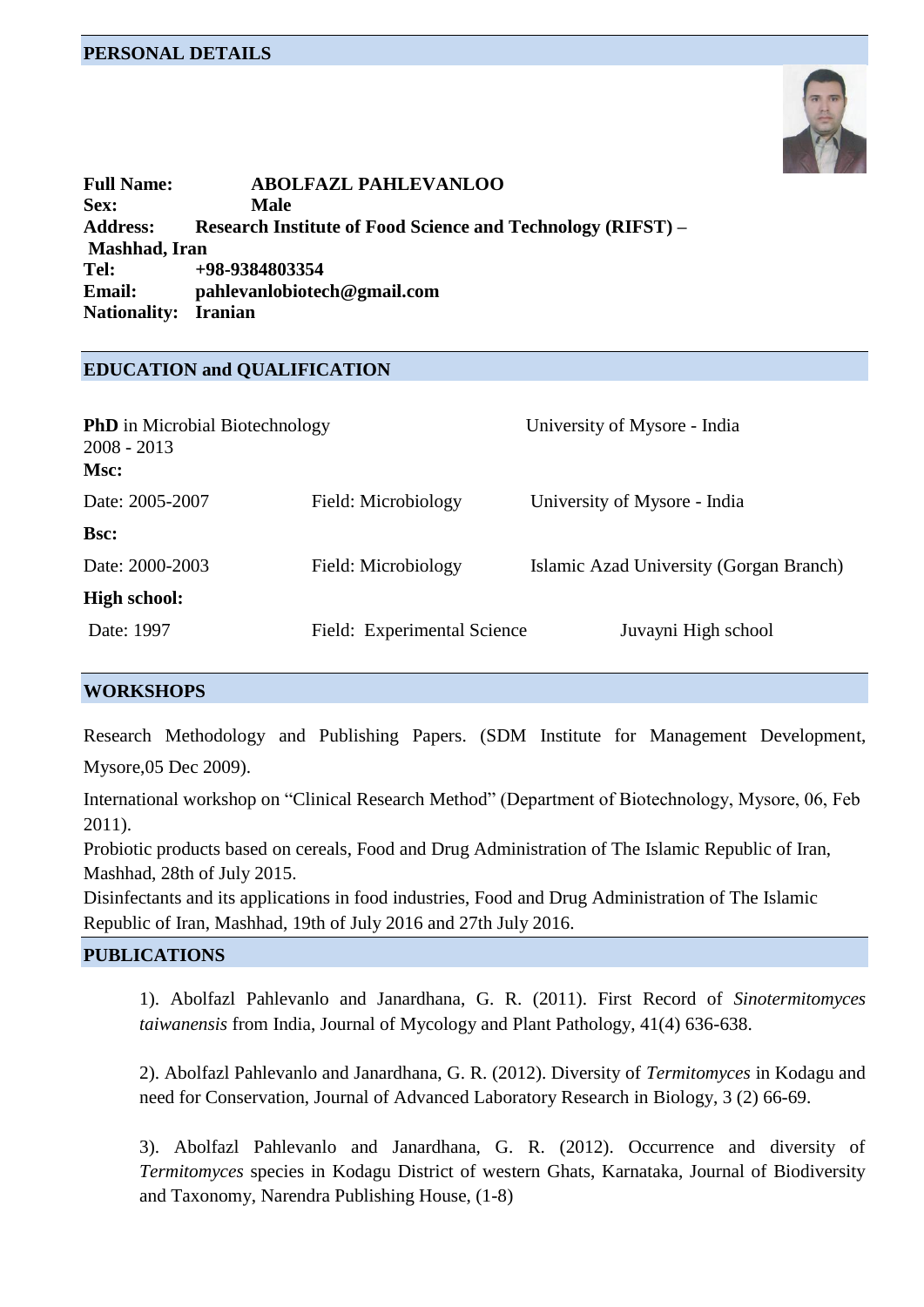## PERSONAL DETAILS

**Full Name:** **ABOLFAZL PAHLEVANLOO**
**Sex:** **Male**
**Address:** **Research Institute of Food Science and Technology (RIFST) – Mashhad, Iran**
**Tel:** **+98-9384803354**
**Email:** **pahlevanlobiotech@gmail.com**
**Nationality:** **Iranian**

## EDUCATION and QUALIFICATION

**PhD** in Microbial Biotechnology — University of Mysore - India
2008 - 2013

**Msc:**

| Date: 2005-2007 | Field: Microbiology | University of Mysore - India |
|---|---|---|

**Bsc:**

| Date: 2000-2003 | Field: Microbiology | Islamic Azad University (Gorgan Branch) |
|---|---|---|

**High school:**

| Date: 1997 | Field: Experimental Science | Juvayni High school |
|---|---|---|

## WORKSHOPS

Research Methodology and Publishing Papers. (SDM Institute for Management Development, Mysore,05 Dec 2009).

International workshop on "Clinical Research Method" (Department of Biotechnology, Mysore, 06, Feb 2011).

Probiotic products based on cereals, Food and Drug Administration of The Islamic Republic of Iran, Mashhad, 28th of July 2015.

Disinfectants and its applications in food industries, Food and Drug Administration of The Islamic Republic of Iran, Mashhad, 19th of July 2016 and 27th July 2016.

## PUBLICATIONS

1). Abolfazl Pahlevanlo and Janardhana, G. R. (2011). First Record of *Sinotermitomyces taiwanensis* from India, Journal of Mycology and Plant Pathology, 41(4) 636-638.

2). Abolfazl Pahlevanlo and Janardhana, G. R. (2012). Diversity of *Termitomyces* in Kodagu and need for Conservation, Journal of Advanced Laboratory Research in Biology, 3 (2) 66-69.

3). Abolfazl Pahlevanlo and Janardhana, G. R. (2012). Occurrence and diversity of *Termitomyces* species in Kodagu District of western Ghats, Karnataka, Journal of Biodiversity and Taxonomy, Narendra Publishing House, (1-8)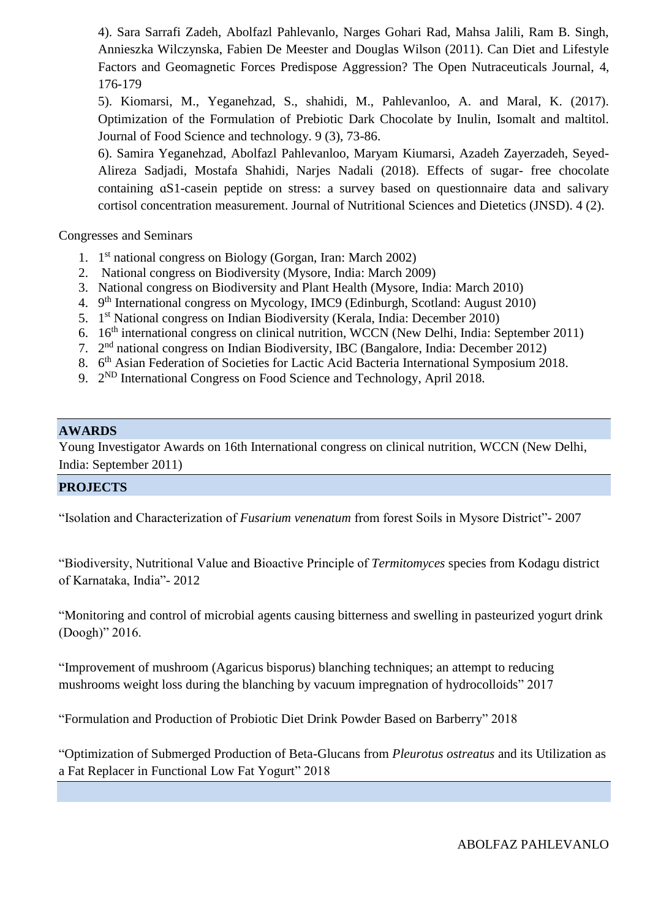4). Sara Sarrafi Zadeh, Abolfazl Pahlevanlo, Narges Gohari Rad, Mahsa Jalili, Ram B. Singh, Annieszka Wilczynska, Fabien De Meester and Douglas Wilson (2011). Can Diet and Lifestyle Factors and Geomagnetic Forces Predispose Aggression? The Open Nutraceuticals Journal, 4, 176-179

5). Kiomarsi, M., Yeganehzad, S., shahidi, M., Pahlevanloo, A. and Maral, K. (2017). Optimization of the Formulation of Prebiotic Dark Chocolate by Inulin, Isomalt and maltitol. Journal of Food Science and technology. 9 (3), 73-86.

6). Samira Yeganehzad, Abolfazl Pahlevanloo, Maryam Kiumarsi, Azadeh Zayerzadeh, Seyed-Alireza Sadjadi, Mostafa Shahidi, Narjes Nadali (2018). Effects of sugar- free chocolate containing ɑS1-casein peptide on stress: a survey based on questionnaire data and salivary cortisol concentration measurement. Journal of Nutritional Sciences and Dietetics (JNSD). 4 (2).

Congresses and Seminars

1. 1st national congress on Biology (Gorgan, Iran: March 2002)
2. National congress on Biodiversity (Mysore, India: March 2009)
3. National congress on Biodiversity and Plant Health (Mysore, India: March 2010)
4. 9th International congress on Mycology, IMC9 (Edinburgh, Scotland: August 2010)
5. 1st National congress on Indian Biodiversity (Kerala, India: December 2010)
6. 16th international congress on clinical nutrition, WCCN (New Delhi, India: September 2011)
7. 2nd national congress on Indian Biodiversity, IBC (Bangalore, India: December 2012)
8. 6th Asian Federation of Societies for Lactic Acid Bacteria International Symposium 2018.
9. 2ND International Congress on Food Science and Technology, April 2018.

## AWARDS

Young Investigator Awards on 16th International congress on clinical nutrition, WCCN (New Delhi, India: September 2011)

## PROJECTS

"Isolation and Characterization of *Fusarium venenatum* from forest Soils in Mysore District"- 2007

"Biodiversity, Nutritional Value and Bioactive Principle of *Termitomyces* species from Kodagu district of Karnataka, India"- 2012

"Monitoring and control of microbial agents causing bitterness and swelling in pasteurized yogurt drink (Doogh)" 2016.

"Improvement of mushroom (Agaricus bisporus) blanching techniques; an attempt to reducing mushrooms weight loss during the blanching by vacuum impregnation of hydrocolloids" 2017

"Formulation and Production of Probiotic Diet Drink Powder Based on Barberry" 2018

"Optimization of Submerged Production of Beta-Glucans from *Pleurotus ostreatus* and its Utilization as a Fat Replacer in Functional Low Fat Yogurt" 2018

ABOLFAZ PAHLEVANLO